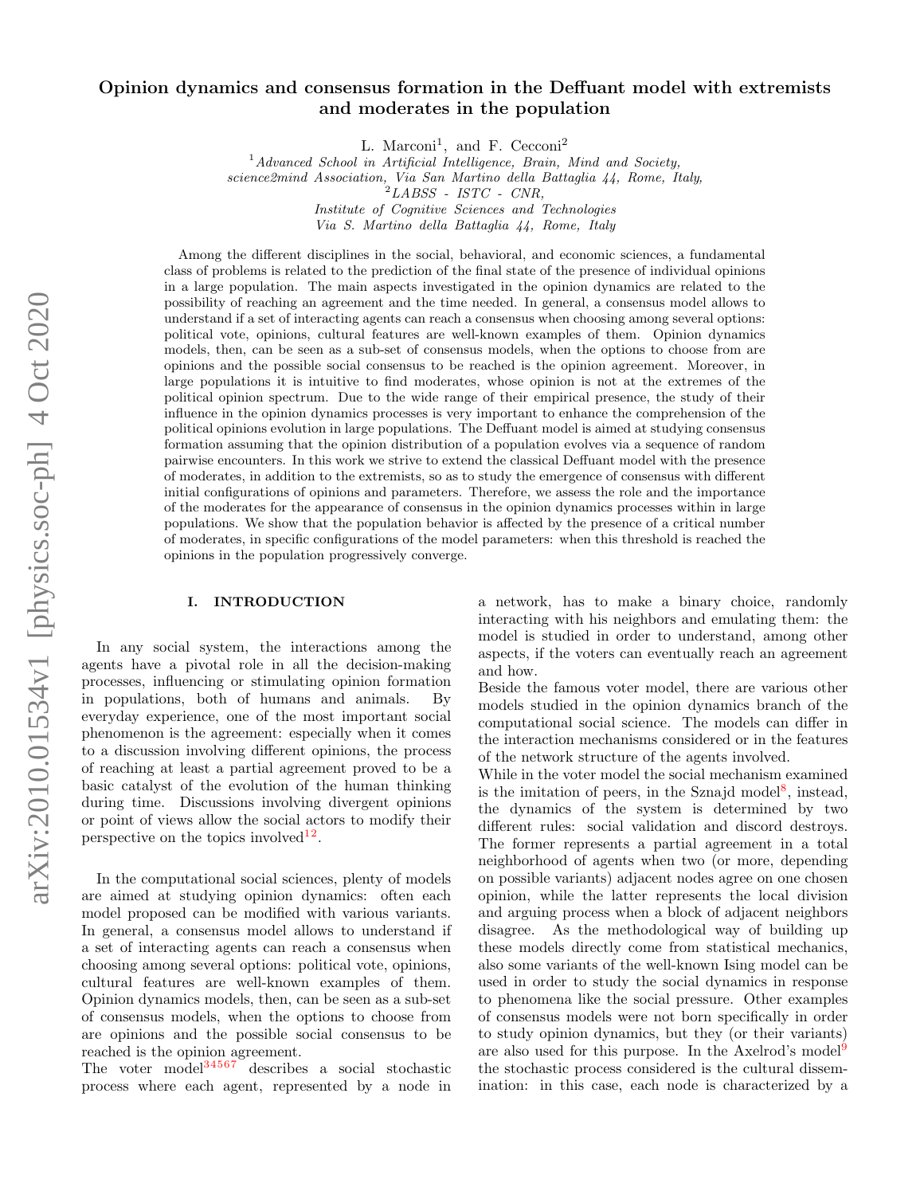# Opinion dynamics and consensus formation in the Deffuant model with extremists and moderates in the population

L. Marconi[1], and F. Cecconi[2]

[1]*Advanced School in Artificial Intelligence, Brain, Mind and Society, science2mind Association, Via San Martino della Battaglia 44, Rome, Italy,*
[2]*LABSS - ISTC - CNR, Institute of Cognitive Sciences and Technologies Via S. Martino della Battaglia 44, Rome, Italy*

Among the different disciplines in the social, behavioral, and economic sciences, a fundamental class of problems is related to the prediction of the final state of the presence of individual opinions in a large population. The main aspects investigated in the opinion dynamics are related to the possibility of reaching an agreement and the time needed. In general, a consensus model allows to understand if a set of interacting agents can reach a consensus when choosing among several options: political vote, opinions, cultural features are well-known examples of them. Opinion dynamics models, then, can be seen as a sub-set of consensus models, when the options to choose from are opinions and the possible social consensus to be reached is the opinion agreement. Moreover, in large populations it is intuitive to find moderates, whose opinion is not at the extremes of the political opinion spectrum. Due to the wide range of their empirical presence, the study of their influence in the opinion dynamics processes is very important to enhance the comprehension of the political opinions evolution in large populations. The Deffuant model is aimed at studying consensus formation assuming that the opinion distribution of a population evolves via a sequence of random pairwise encounters. In this work we strive to extend the classical Deffuant model with the presence of moderates, in addition to the extremists, so as to study the emergence of consensus with different initial configurations of opinions and parameters. Therefore, we assess the role and the importance of the moderates for the appearance of consensus in the opinion dynamics processes within in large populations. We show that the population behavior is affected by the presence of a critical number of moderates, in specific configurations of the model parameters: when this threshold is reached the opinions in the population progressively converge.

## I. INTRODUCTION

In any social system, the interactions among the agents have a pivotal role in all the decision-making processes, influencing or stimulating opinion formation in populations, both of humans and animals. By everyday experience, one of the most important social phenomenon is the agreement: especially when it comes to a discussion involving different opinions, the process of reaching at least a partial agreement proved to be a basic catalyst of the evolution of the human thinking during time. Discussions involving divergent opinions or point of views allow the social actors to modify their perspective on the topics involved[1,2].

In the computational social sciences, plenty of models are aimed at studying opinion dynamics: often each model proposed can be modified with various variants. In general, a consensus model allows to understand if a set of interacting agents can reach a consensus when choosing among several options: political vote, opinions, cultural features are well-known examples of them. Opinion dynamics models, then, can be seen as a sub-set of consensus models, when the options to choose from are opinions and the possible social consensus to be reached is the opinion agreement.
The voter model[3,4,5,6,7] describes a social stochastic process where each agent, represented by a node in a network, has to make a binary choice, randomly interacting with his neighbors and emulating them: the model is studied in order to understand, among other aspects, if the voters can eventually reach an agreement and how.
Beside the famous voter model, there are various other models studied in the opinion dynamics branch of the computational social science. The models can differ in the interaction mechanisms considered or in the features of the network structure of the agents involved.
While in the voter model the social mechanism examined is the imitation of peers, in the Sznajd model[8], instead, the dynamics of the system is determined by two different rules: social validation and discord destroys. The former represents a partial agreement in a total neighborhood of agents when two (or more, depending on possible variants) adjacent nodes agree on one chosen opinion, while the latter represents the local division and arguing process when a block of adjacent neighbors disagree. As the methodological way of building up these models directly come from statistical mechanics, also some variants of the well-known Ising model can be used in order to study the social dynamics in response to phenomena like the social pressure. Other examples of consensus models were not born specifically in order to study opinion dynamics, but they (or their variants) are also used for this purpose. In the Axelrod's model[9] the stochastic process considered is the cultural dissemination: in this case, each node is characterized by a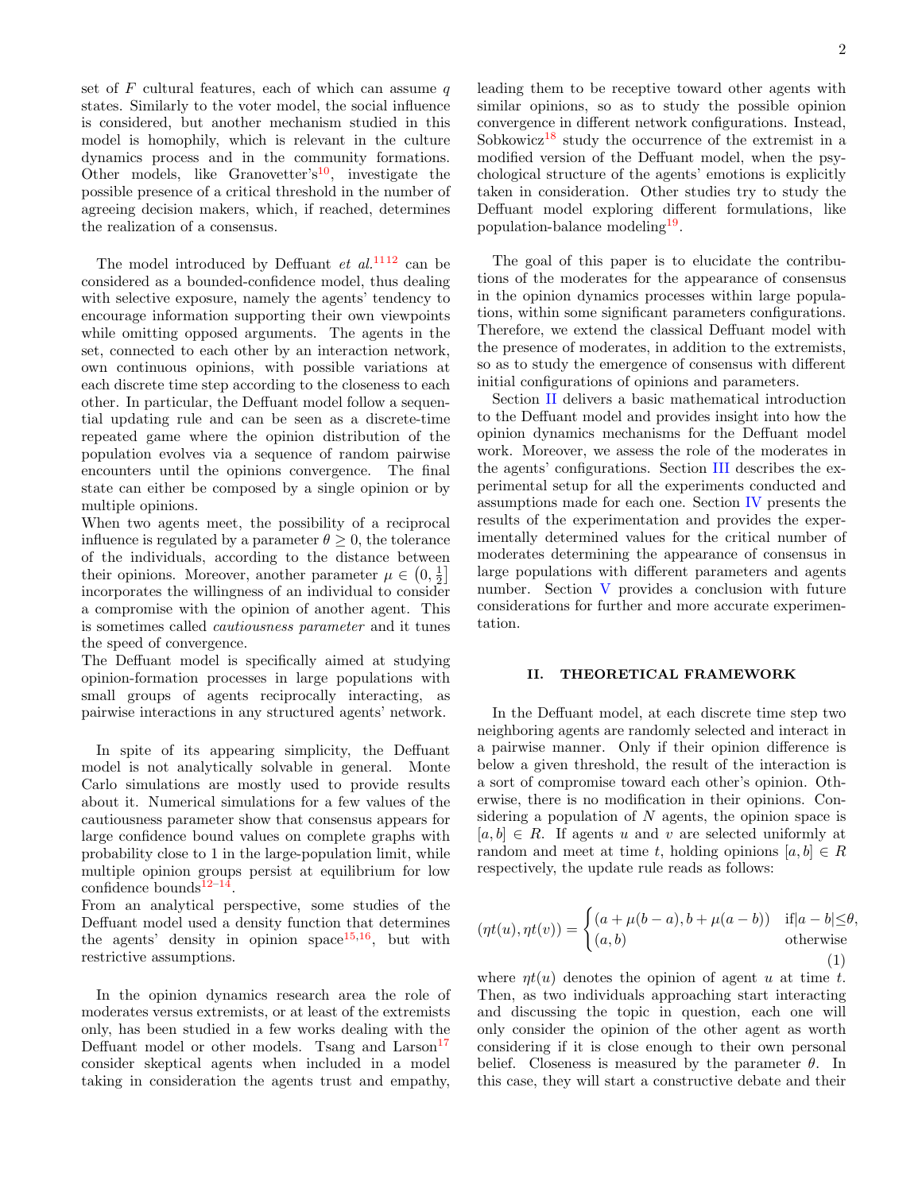set of $F$ cultural features, each of which can assume $q$ states. Similarly to the voter model, the social influence is considered, but another mechanism studied in this model is homophily, which is relevant in the culture dynamics process and in the community formations. Other models, like Granovetter's[10], investigate the possible presence of a critical threshold in the number of agreeing decision makers, which, if reached, determines the realization of a consensus.

The model introduced by Deffuant *et al.*[11,12] can be considered as a bounded-confidence model, thus dealing with selective exposure, namely the agents' tendency to encourage information supporting their own viewpoints while omitting opposed arguments. The agents in the set, connected to each other by an interaction network, own continuous opinions, with possible variations at each discrete time step according to the closeness to each other. In particular, the Deffuant model follow a sequential updating rule and can be seen as a discrete-time repeated game where the opinion distribution of the population evolves via a sequence of random pairwise encounters until the opinions convergence. The final state can either be composed by a single opinion or by multiple opinions.
When two agents meet, the possibility of a reciprocal influence is regulated by a parameter $\theta \geq 0$, the tolerance of the individuals, according to the distance between their opinions. Moreover, another parameter $\mu \in \left(0, \frac{1}{2}\right]$ incorporates the willingness of an individual to consider a compromise with the opinion of another agent. This is sometimes called *cautiousness parameter* and it tunes the speed of convergence.
The Deffuant model is specifically aimed at studying opinion-formation processes in large populations with small groups of agents reciprocally interacting, as pairwise interactions in any structured agents' network.

In spite of its appearing simplicity, the Deffuant model is not analytically solvable in general. Monte Carlo simulations are mostly used to provide results about it. Numerical simulations for a few values of the cautiousness parameter show that consensus appears for large confidence bound values on complete graphs with probability close to 1 in the large-population limit, while multiple opinion groups persist at equilibrium for low confidence bounds[12–14].
From an analytical perspective, some studies of the Deffuant model used a density function that determines the agents' density in opinion space[15,16], but with restrictive assumptions.

In the opinion dynamics research area the role of moderates versus extremists, or at least of the extremists only, has been studied in a few works dealing with the Deffuant model or other models. Tsang and Larson[17] consider skeptical agents when included in a model taking in consideration the agents trust and empathy, leading them to be receptive toward other agents with similar opinions, so as to study the possible opinion convergence in different network configurations. Instead, Sobkowicz[18] study the occurrence of the extremist in a modified version of the Deffuant model, when the psychological structure of the agents' emotions is explicitly taken in consideration. Other studies try to study the Deffuant model exploring different formulations, like population-balance modeling[19].

The goal of this paper is to elucidate the contributions of the moderates for the appearance of consensus in the opinion dynamics processes within large populations, within some significant parameters configurations. Therefore, we extend the classical Deffuant model with the presence of moderates, in addition to the extremists, so as to study the emergence of consensus with different initial configurations of opinions and parameters.

Section II delivers a basic mathematical introduction to the Deffuant model and provides insight into how the opinion dynamics mechanisms for the Deffuant model work. Moreover, we assess the role of the moderates in the agents' configurations. Section III describes the experimental setup for all the experiments conducted and assumptions made for each one. Section IV presents the results of the experimentation and provides the experimentally determined values for the critical number of moderates determining the appearance of consensus in large populations with different parameters and agents number. Section V provides a conclusion with future considerations for further and more accurate experimentation.

## II. THEORETICAL FRAMEWORK

In the Deffuant model, at each discrete time step two neighboring agents are randomly selected and interact in a pairwise manner. Only if their opinion difference is below a given threshold, the result of the interaction is a sort of compromise toward each other's opinion. Otherwise, there is no modification in their opinions. Considering a population of $N$ agents, the opinion space is $[a, b] \in R$. If agents $u$ and $v$ are selected uniformly at random and meet at time $t$, holding opinions $[a, b] \in R$ respectively, the update rule reads as follows:

$$(\eta t(u), \eta t(v)) = \begin{cases} (a + \mu(b-a), b + \mu(a-b)) & \text{if} |a-b| \leq \theta, \\ (a, b) & \text{otherwise} \end{cases} \tag{1}$$

where $\eta t(u)$ denotes the opinion of agent $u$ at time $t$. Then, as two individuals approaching start interacting and discussing the topic in question, each one will only consider the opinion of the other agent as worth considering if it is close enough to their own personal belief. Closeness is measured by the parameter $\theta$. In this case, they will start a constructive debate and their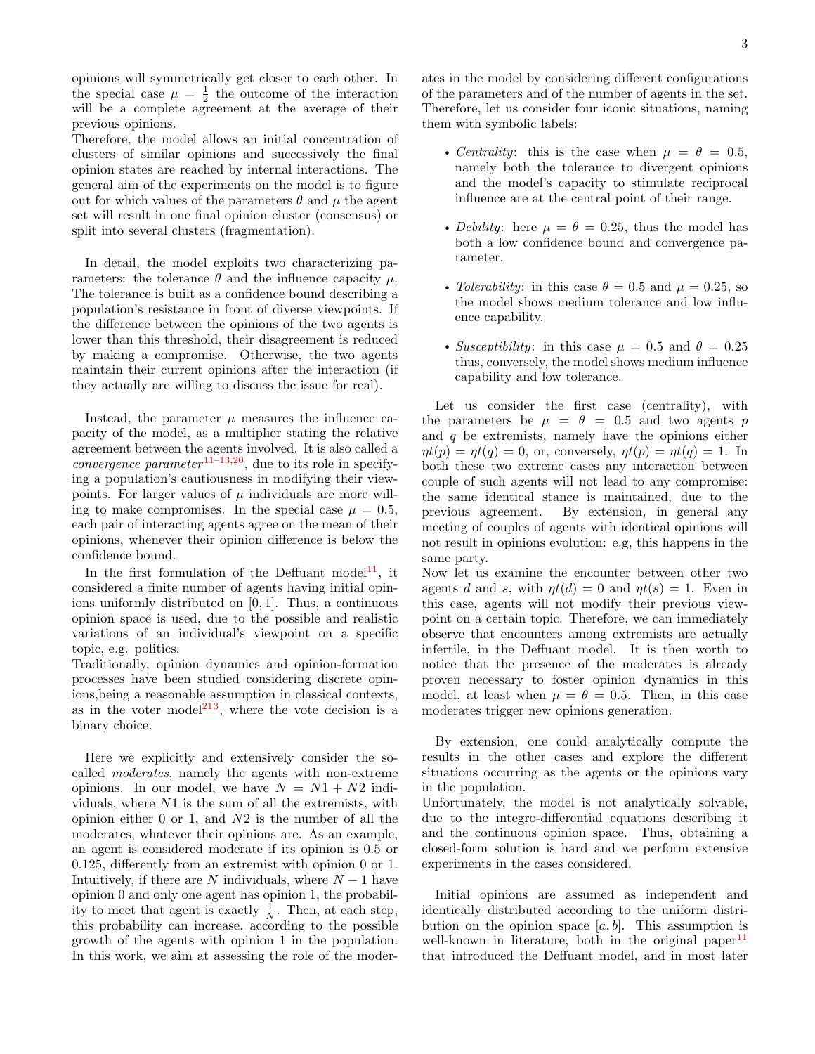opinions will symmetrically get closer to each other. In the special case $\mu = \frac{1}{2}$ the outcome of the interaction will be a complete agreement at the average of their previous opinions.
Therefore, the model allows an initial concentration of clusters of similar opinions and successively the final opinion states are reached by internal interactions. The general aim of the experiments on the model is to figure out for which values of the parameters $\theta$ and $\mu$ the agent set will result in one final opinion cluster (consensus) or split into several clusters (fragmentation).

In detail, the model exploits two characterizing parameters: the tolerance $\theta$ and the influence capacity $\mu$. The tolerance is built as a confidence bound describing a population's resistance in front of diverse viewpoints. If the difference between the opinions of the two agents is lower than this threshold, their disagreement is reduced by making a compromise. Otherwise, the two agents maintain their current opinions after the interaction (if they actually are willing to discuss the issue for real).

Instead, the parameter $\mu$ measures the influence capacity of the model, as a multiplier stating the relative agreement between the agents involved. It is also called a *convergence parameter*[11–13,20], due to its role in specifying a population's cautiousness in modifying their viewpoints. For larger values of $\mu$ individuals are more willing to make compromises. In the special case $\mu = 0.5$, each pair of interacting agents agree on the mean of their opinions, whenever their opinion difference is below the confidence bound.

In the first formulation of the Deffuant model[11], it considered a finite number of agents having initial opinions uniformly distributed on $[0, 1]$. Thus, a continuous opinion space is used, due to the possible and realistic variations of an individual's viewpoint on a specific topic, e.g. politics.
Traditionally, opinion dynamics and opinion-formation processes have been studied considering discrete opinions,being a reasonable assumption in classical contexts, as in the voter model[2 13], where the vote decision is a binary choice.

Here we explicitly and extensively consider the so-called *moderates*, namely the agents with non-extreme opinions. In our model, we have $N = N1 + N2$ individuals, where $N1$ is the sum of all the extremists, with opinion either 0 or 1, and $N2$ is the number of all the moderates, whatever their opinions are. As an example, an agent is considered moderate if its opinion is 0.5 or 0.125, differently from an extremist with opinion 0 or 1. Intuitively, if there are $N$ individuals, where $N - 1$ have opinion 0 and only one agent has opinion 1, the probability to meet that agent is exactly $\frac{1}{N}$. Then, at each step, this probability can increase, according to the possible growth of the agents with opinion 1 in the population. In this work, we aim at assessing the role of the moderates in the model by considering different configurations of the parameters and of the number of agents in the set. Therefore, let us consider four iconic situations, naming them with symbolic labels:

- *Centrality*: this is the case when $\mu = \theta = 0.5$, namely both the tolerance to divergent opinions and the model's capacity to stimulate reciprocal influence are at the central point of their range.

- *Debility*: here $\mu = \theta = 0.25$, thus the model has both a low confidence bound and convergence parameter.

- *Tolerability*: in this case $\theta = 0.5$ and $\mu = 0.25$, so the model shows medium tolerance and low influence capability.

- *Susceptibility*: in this case $\mu = 0.5$ and $\theta = 0.25$ thus, conversely, the model shows medium influence capability and low tolerance.

Let us consider the first case (centrality), with the parameters be $\mu = \theta = 0.5$ and two agents $p$ and $q$ be extremists, namely have the opinions either $\eta t(p) = \eta t(q) = 0$, or, conversely, $\eta t(p) = \eta t(q) = 1$. In both these two extreme cases any interaction between couple of such agents will not lead to any compromise: the same identical stance is maintained, due to the previous agreement. By extension, in general any meeting of couples of agents with identical opinions will not result in opinions evolution: e.g, this happens in the same party.
Now let us examine the encounter between other two agents $d$ and $s$, with $\eta t(d) = 0$ and $\eta t(s) = 1$. Even in this case, agents will not modify their previous viewpoint on a certain topic. Therefore, we can immediately observe that encounters among extremists are actually infertile, in the Deffuant model. It is then worth to notice that the presence of the moderates is already proven necessary to foster opinion dynamics in this model, at least when $\mu = \theta = 0.5$. Then, in this case moderates trigger new opinions generation.

By extension, one could analytically compute the results in the other cases and explore the different situations occurring as the agents or the opinions vary in the population.
Unfortunately, the model is not analytically solvable, due to the integro-differential equations describing it and the continuous opinion space. Thus, obtaining a closed-form solution is hard and we perform extensive experiments in the cases considered.

Initial opinions are assumed as independent and identically distributed according to the uniform distribution on the opinion space $[a, b]$. This assumption is well-known in literature, both in the original paper[11] that introduced the Deffuant model, and in most later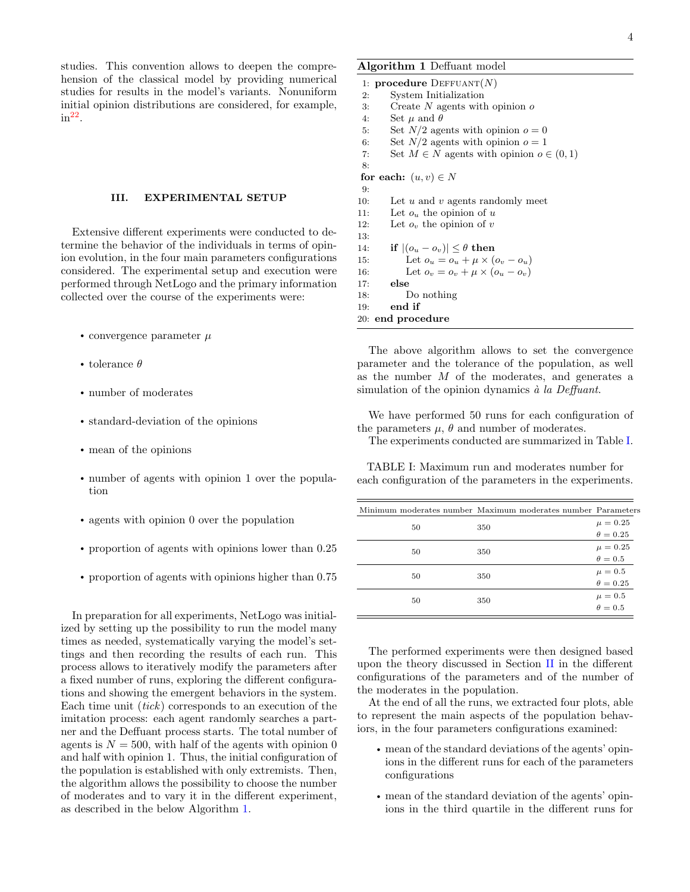studies. This convention allows to deepen the comprehension of the classical model by providing numerical studies for results in the model's variants. Nonuniform initial opinion distributions are considered, for example, in[22].

## III. EXPERIMENTAL SETUP

Extensive different experiments were conducted to determine the behavior of the individuals in terms of opinion evolution, in the four main parameters configurations considered. The experimental setup and execution were performed through NetLogo and the primary information collected over the course of the experiments were:

- convergence parameter $\mu$
- tolerance $\theta$
- number of moderates
- standard-deviation of the opinions
- mean of the opinions
- number of agents with opinion 1 over the population
- agents with opinion 0 over the population
- proportion of agents with opinions lower than 0.25
- proportion of agents with opinions higher than 0.75

In preparation for all experiments, NetLogo was initialized by setting up the possibility to run the model many times as needed, systematically varying the model's settings and then recording the results of each run. This process allows to iteratively modify the parameters after a fixed number of runs, exploring the different configurations and showing the emergent behaviors in the system. Each time unit (*tick*) corresponds to an execution of the imitation process: each agent randomly searches a partner and the Deffuant process starts. The total number of agents is $N = 500$, with half of the agents with opinion 0 and half with opinion 1. Thus, the initial configuration of the population is established with only extremists. Then, the algorithm allows the possibility to choose the number of moderates and to vary it in the different experiment, as described in the below Algorithm 1.

**Algorithm 1** Deffuant model

```
1:  procedure DEFFUANT(N)
2:      System Initialization
3:      Create N agents with opinion o
4:      Set μ and θ
5:      Set N/2 agents with opinion o = 0
6:      Set N/2 agents with opinion o = 1
7:      Set M ∈ N agents with opinion o ∈ (0, 1)
8:
    for each: (u, v) ∈ N
9:
10:     Let u and v agents randomly meet
11:     Let o_u the opinion of u
12:     Let o_v the opinion of v
13:
14:     if |(o_u − o_v)| ≤ θ then
15:         Let o_u = o_u + μ × (o_v − o_u)
16:         Let o_v = o_v + μ × (o_u − o_v)
17:     else
18:         Do nothing
19:     end if
20: end procedure
```

The above algorithm allows to set the convergence parameter and the tolerance of the population, as well as the number $M$ of the moderates, and generates a simulation of the opinion dynamics *à la Deffuant*.

We have performed 50 runs for each configuration of the parameters $\mu$, $\theta$ and number of moderates.

The experiments conducted are summarized in Table I.

TABLE I: Maximum run and moderates number for each configuration of the parameters in the experiments.

| Minimum moderates number | Maximum moderates number | Parameters |
|---|---|---|
| 50 | 350 | $\mu = 0.25$, $\theta = 0.25$ |
| 50 | 350 | $\mu = 0.25$, $\theta = 0.5$ |
| 50 | 350 | $\mu = 0.5$, $\theta = 0.25$ |
| 50 | 350 | $\mu = 0.5$, $\theta = 0.5$ |

The performed experiments were then designed based upon the theory discussed in Section II in the different configurations of the parameters and of the number of the moderates in the population.

At the end of all the runs, we extracted four plots, able to represent the main aspects of the population behaviors, in the four parameters configurations examined:

- mean of the standard deviations of the agents' opinions in the different runs for each of the parameters configurations
- mean of the standard deviation of the agents' opinions in the third quartile in the different runs for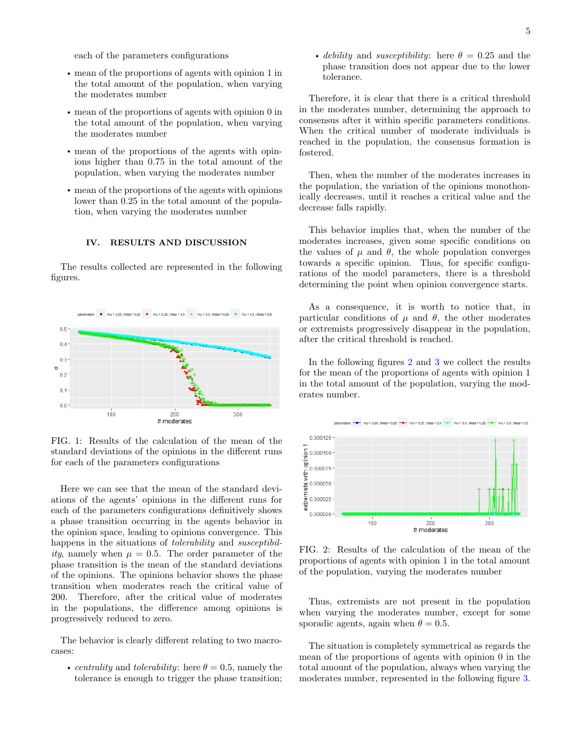each of the parameters configurations

- mean of the proportions of agents with opinion 1 in the total amount of the population, when varying the moderates number
- mean of the proportions of agents with opinion 0 in the total amount of the population, when varying the moderates number
- mean of the proportions of the agents with opinions higher than 0.75 in the total amount of the population, when varying the moderates number
- mean of the proportions of the agents with opinions lower than 0.25 in the total amount of the population, when varying the moderates number

## IV. RESULTS AND DISCUSSION

The results collected are represented in the following figures.

FIG. 1: Results of the calculation of the mean of the standard deviations of the opinions in the different runs for each of the parameters configurations

Here we can see that the mean of the standard deviations of the agents' opinions in the different runs for each of the parameters configurations definitively shows a phase transition occurring in the agents behavior in the opinion space, leading to opinions convergence. This happens in the situations of *tolerability* and *susceptibility*, namely when $\mu = 0.5$. The order parameter of the phase transition is the mean of the standard deviations of the opinions. The opinions behavior shows the phase transition when moderates reach the critical value of 200. Therefore, after the critical value of moderates in the populations, the difference among opinions is progressively reduced to zero.

The behavior is clearly different relating to two macro-cases:

- *centrality* and *tolerability*: here $\theta = 0.5$, namely the tolerance is enough to trigger the phase transition;
- *debility* and *susceptibility*: here $\theta = 0.25$ and the phase transition does not appear due to the lower tolerance.

Therefore, it is clear that there is a critical threshold in the moderates number, determining the approach to consensus after it within specific parameters conditions. When the critical number of moderate individuals is reached in the population, the consensus formation is fostered.

Then, when the number of the moderates increases in the population, the variation of the opinions monothonically decreases, until it reaches a critical value and the decrease falls rapidly.

This behavior implies that, when the number of the moderates increases, given some specific conditions on the values of $\mu$ and $\theta$, the whole population converges towards a specific opinion. Thus, for specific configurations of the model parameters, there is a threshold determining the point when opinion convergence starts.

As a consequence, it is worth to notice that, in particular conditions of $\mu$ and $\theta$, the other moderates or extremists progressively disappear in the population, after the critical threshold is reached.

In the following figures 2 and 3 we collect the results for the mean of the proportions of agents with opinion 1 in the total amount of the population, varying the moderates number.

FIG. 2: Results of the calculation of the mean of the proportions of agents with opinion 1 in the total amount of the population, varying the moderates number

Thus, extremists are not present in the population when varying the moderates number, except for some sporadic agents, again when $\theta = 0.5$.

The situation is completely symmetrical as regards the mean of the proportions of agents with opinion 0 in the total amount of the population, always when varying the moderates number, represented in the following figure 3.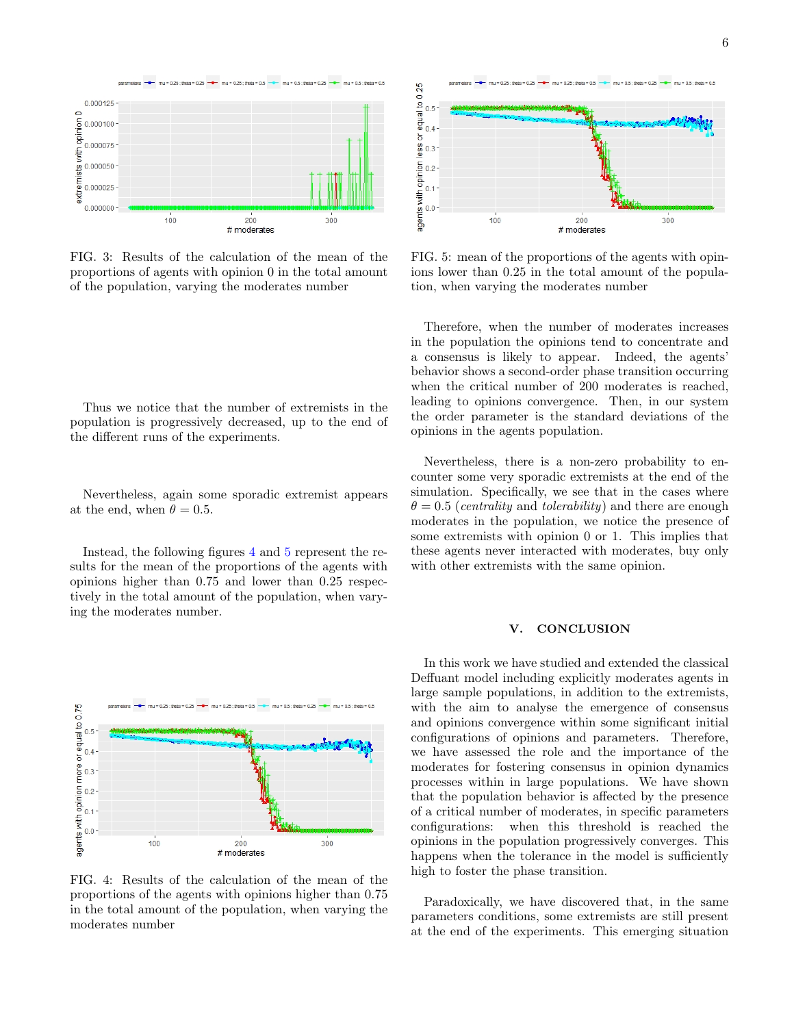FIG. 3: Results of the calculation of the mean of the proportions of agents with opinion 0 in the total amount of the population, varying the moderates number

Thus we notice that the number of extremists in the population is progressively decreased, up to the end of the different runs of the experiments.

Nevertheless, again some sporadic extremist appears at the end, when $\theta = 0.5$.

Instead, the following figures 4 and 5 represent the results for the mean of the proportions of the agents with opinions higher than 0.75 and lower than 0.25 respectively in the total amount of the population, when varying the moderates number.

FIG. 4: Results of the calculation of the mean of the proportions of the agents with opinions higher than 0.75 in the total amount of the population, when varying the moderates number

FIG. 5: mean of the proportions of the agents with opinions lower than 0.25 in the total amount of the population, when varying the moderates number

Therefore, when the number of moderates increases in the population the opinions tend to concentrate and a consensus is likely to appear. Indeed, the agents' behavior shows a second-order phase transition occurring when the critical number of 200 moderates is reached, leading to opinions convergence. Then, in our system the order parameter is the standard deviations of the opinions in the agents population.

Nevertheless, there is a non-zero probability to encounter some very sporadic extremists at the end of the simulation. Specifically, we see that in the cases where $\theta = 0.5$ (*centrality* and *tolerability*) and there are enough moderates in the population, we notice the presence of some extremists with opinion 0 or 1. This implies that these agents never interacted with moderates, buy only with other extremists with the same opinion.

## V. CONCLUSION

In this work we have studied and extended the classical Deffuant model including explicitly moderates agents in large sample populations, in addition to the extremists, with the aim to analyse the emergence of consensus and opinions convergence within some significant initial configurations of opinions and parameters. Therefore, we have assessed the role and the importance of the moderates for fostering consensus in opinion dynamics processes within in large populations. We have shown that the population behavior is affected by the presence of a critical number of moderates, in specific parameters configurations: when this threshold is reached the opinions in the population progressively converges. This happens when the tolerance in the model is sufficiently high to foster the phase transition.

Paradoxically, we have discovered that, in the same parameters conditions, some extremists are still present at the end of the experiments. This emerging situation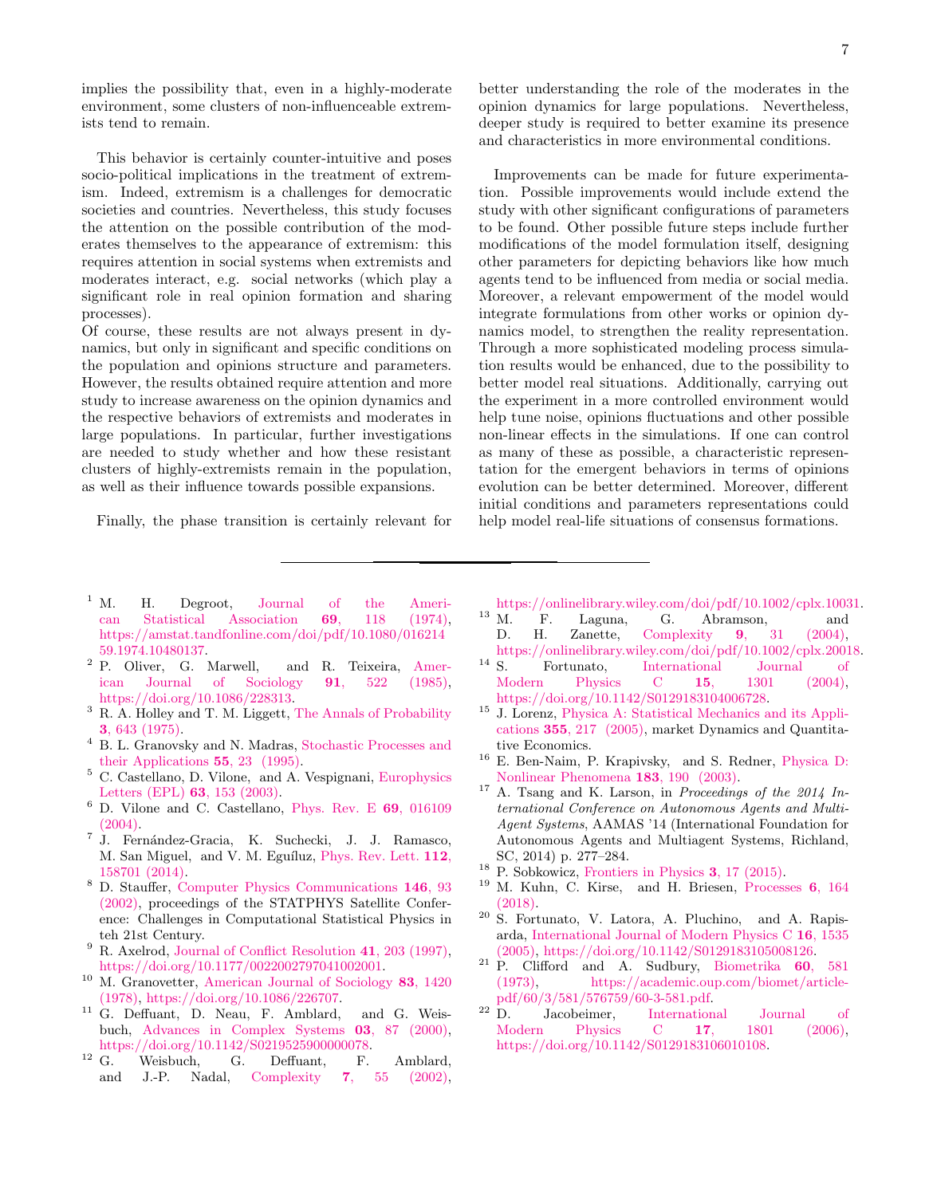implies the possibility that, even in a highly-moderate environment, some clusters of non-influenceable extremists tend to remain.

This behavior is certainly counter-intuitive and poses socio-political implications in the treatment of extremism. Indeed, extremism is a challenges for democratic societies and countries. Nevertheless, this study focuses the attention on the possible contribution of the moderates themselves to the appearance of extremism: this requires attention in social systems when extremists and moderates interact, e.g. social networks (which play a significant role in real opinion formation and sharing processes).
Of course, these results are not always present in dynamics, but only in significant and specific conditions on the population and opinions structure and parameters. However, the results obtained require attention and more study to increase awareness on the opinion dynamics and the respective behaviors of extremists and moderates in large populations. In particular, further investigations are needed to study whether and how these resistant clusters of highly-extremists remain in the population, as well as their influence towards possible expansions.

Finally, the phase transition is certainly relevant for better understanding the role of the moderates in the opinion dynamics for large populations. Nevertheless, deeper study is required to better examine its presence and characteristics in more environmental conditions.

Improvements can be made for future experimentation. Possible improvements would include extend the study with other significant configurations of parameters to be found. Other possible future steps include further modifications of the model formulation itself, designing other parameters for depicting behaviors like how much agents tend to be influenced from media or social media. Moreover, a relevant empowerment of the model would integrate formulations from other works or opinion dynamics model, to strengthen the reality representation. Through a more sophisticated modeling process simulation results would be enhanced, due to the possibility to better model real situations. Additionally, carrying out the experiment in a more controlled environment would help tune noise, opinions fluctuations and other possible non-linear effects in the simulations. If one can control as many of these as possible, a characteristic representation for the emergent behaviors in terms of opinions evolution can be better determined. Moreover, different initial conditions and parameters representations could help model real-life situations of consensus formations.

---

[1] M. H. Degroot, Journal of the American Statistical Association **69**, 118 (1974), https://amstat.tandfonline.com/doi/pdf/10.1080/01621459.1974.10480137.

[2] P. Oliver, G. Marwell, and R. Teixeira, American Journal of Sociology **91**, 522 (1985), https://doi.org/10.1086/228313.

[3] R. A. Holley and T. M. Liggett, The Annals of Probability **3**, 643 (1975).

[4] B. L. Granovsky and N. Madras, Stochastic Processes and their Applications **55**, 23 (1995).

[5] C. Castellano, D. Vilone, and A. Vespignani, Europhysics Letters (EPL) **63**, 153 (2003).

[6] D. Vilone and C. Castellano, Phys. Rev. E **69**, 016109 (2004).

[7] J. Fernández-Gracia, K. Suchecki, J. J. Ramasco, M. San Miguel, and V. M. Eguíluz, Phys. Rev. Lett. **112**, 158701 (2014).

[8] D. Stauffer, Computer Physics Communications **146**, 93 (2002), proceedings of the STATPHYS Satellite Conference: Challenges in Computational Statistical Physics in teh 21st Century.

[9] R. Axelrod, Journal of Conflict Resolution **41**, 203 (1997), https://doi.org/10.1177/0022002797041002001.

[10] M. Granovetter, American Journal of Sociology **83**, 1420 (1978), https://doi.org/10.1086/226707.

[11] G. Deffuant, D. Neau, F. Amblard, and G. Weisbuch, Advances in Complex Systems **03**, 87 (2000), https://doi.org/10.1142/S0219525900000078.

[12] G. Weisbuch, G. Deffuant, F. Amblard, and J.-P. Nadal, Complexity **7**, 55 (2002), https://onlinelibrary.wiley.com/doi/pdf/10.1002/cplx.10031.

[13] M. F. Laguna, G. Abramson, and D. H. Zanette, Complexity **9**, 31 (2004), https://onlinelibrary.wiley.com/doi/pdf/10.1002/cplx.20018.

[14] S. Fortunato, International Journal of Modern Physics C **15**, 1301 (2004), https://doi.org/10.1142/S0129183104006728.

[15] J. Lorenz, Physica A: Statistical Mechanics and its Applications **355**, 217 (2005), market Dynamics and Quantitative Economics.

[16] E. Ben-Naim, P. Krapivsky, and S. Redner, Physica D: Nonlinear Phenomena **183**, 190 (2003).

[17] A. Tsang and K. Larson, in *Proceedings of the 2014 International Conference on Autonomous Agents and Multi-Agent Systems*, AAMAS '14 (International Foundation for Autonomous Agents and Multiagent Systems, Richland, SC, 2014) p. 277–284.

[18] P. Sobkowicz, Frontiers in Physics **3**, 17 (2015).

[19] M. Kuhn, C. Kirse, and H. Briesen, Processes **6**, 164 (2018).

[20] S. Fortunato, V. Latora, A. Pluchino, and A. Rapisarda, International Journal of Modern Physics C **16**, 1535 (2005), https://doi.org/10.1142/S0129183105008126.

[21] P. Clifford and A. Sudbury, Biometrika **60**, 581 (1973), https://academic.oup.com/biomet/article-pdf/60/3/581/576759/60-3-581.pdf.

[22] D. Jacobeimer, International Journal of Modern Physics C **17**, 1801 (2006), https://doi.org/10.1142/S0129183106010108.